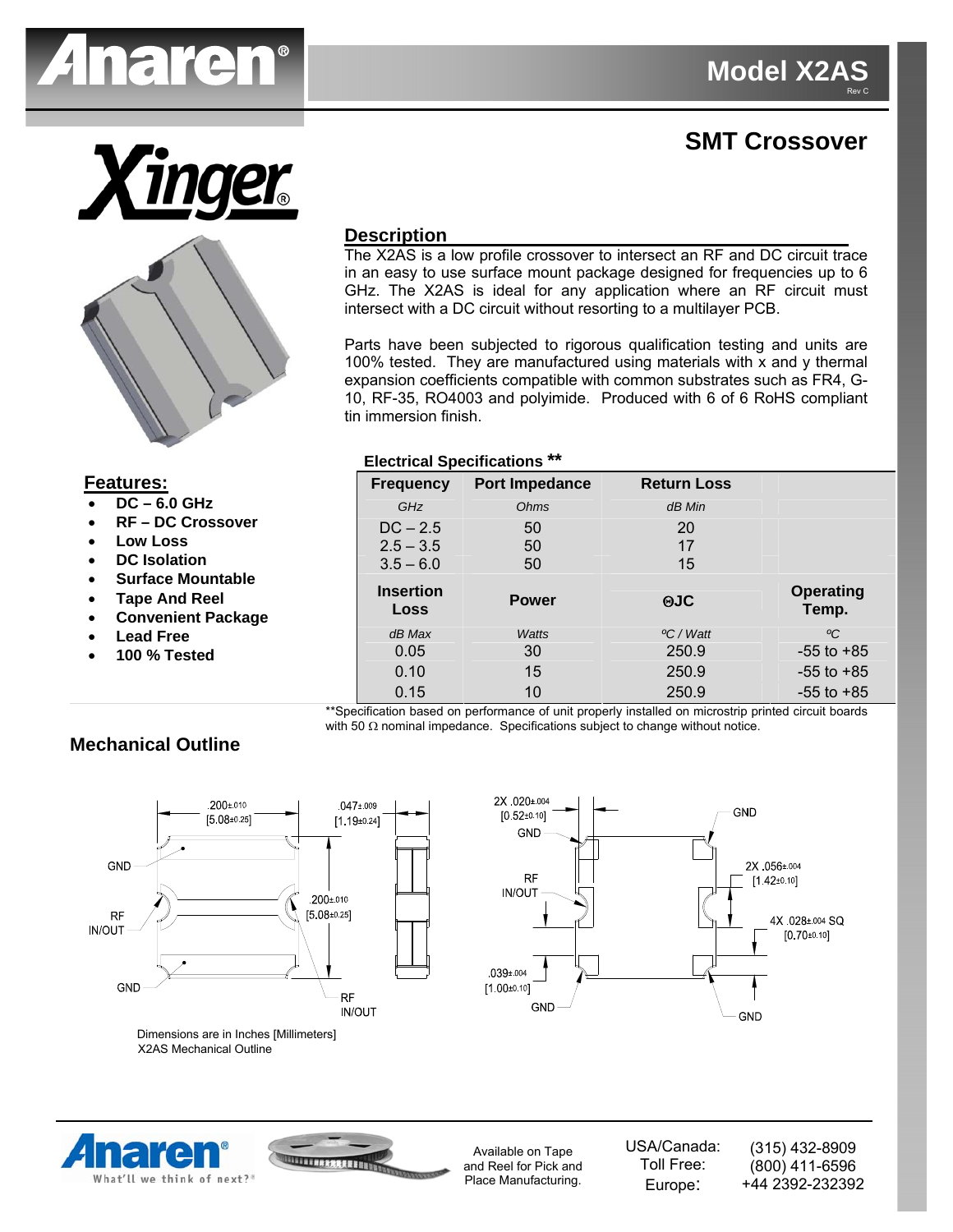# Model X2AS

Rev C

## SMT Crossover

### Description

The X2AS is a low profile crossover to intersect an RF and DC circuit trace in an easy to use surface mount package designed for frequencies up to 6 GHz. The X2AS is ideal for any application where an RF circuit must intersect with a DC circuit without resorting to a multilayer PCB.

Parts have been subjected to rigorous qualification testing and units are 100% tested. They are manufactured using materials with x and y thermal expansion coefficients compatible with common substrates such as FR4, G-10, RF-35, RO4003 and polyimide. Produced with 6 of 6 RoHS compliant tin immersion finish.

### Features:

- DC – 6.0 GHz
- RF – DC Crossover
- Low Loss
- DC Isolation
- Surface Mountable
- Tape And Reel
- Convenient Package
- Lead Free
- 100 % Tested

### Electrical Specifications **

| Frequency | Port Impedance | Return Loss | |
|---|---|---|---|
| GHz | Ohms | dB Min | |
| DC – 2.5 | 50 | 20 | |
| 2.5 – 3.5 | 50 | 17 | |
| 3.5 – 6.0 | 50 | 15 | |
| **Insertion Loss** | **Power** | **ΘJC** | **Operating Temp.** |
| dB Max | Watts | ºC / Watt | ºC |
| 0.05 | 30 | 250.9 | -55 to +85 |
| 0.10 | 15 | 250.9 | -55 to +85 |
| 0.15 | 10 | 250.9 | -55 to +85 |

**Specification based on performance of unit properly installed on microstrip printed circuit boards with 50 Ω nominal impedance. Specifications subject to change without notice.

### Mechanical Outline

.200±.010 [5.08±0.25]
.047±.009 [1.19±0.24]
.200±.010 [5.08±0.25]
GND
RF IN/OUT
GND
RF IN/OUT

2X .020±.004 [0.52±0.10]
GND
RF IN/OUT
.039±.004 [1.00±0.10]
GND
GND
2X .056±.004 [1.42±0.10]
4X .028±.004 SQ [0.70±0.10]
GND

Dimensions are in Inches [Millimeters]
X2AS Mechanical Outline

Available on Tape and Reel for Pick and Place Manufacturing.

| | |
|---|---|
| USA/Canada: | (315) 432-8909 |
| Toll Free: | (800) 411-6596 |
| Europe: | +44 2392-232392 |

What'll we think of next?®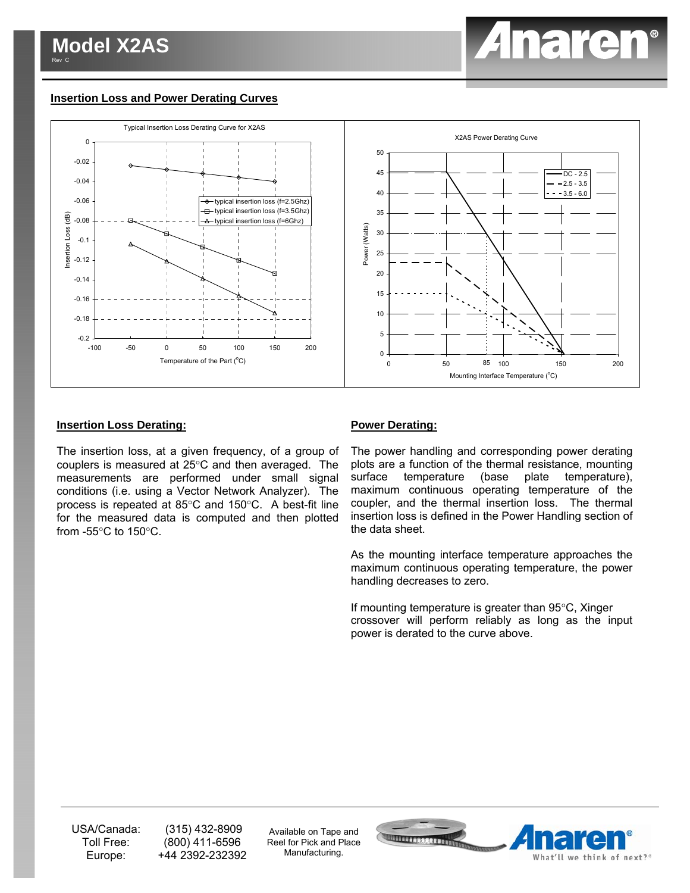## Insertion Loss and Power Derating Curves

## Insertion Loss Derating:

The insertion loss, at a given frequency, of a group of couplers is measured at 25°C and then averaged. The measurements are performed under small signal conditions (i.e. using a Vector Network Analyzer). The process is repeated at 85°C and 150°C. A best-fit line for the measured data is computed and then plotted from -55°C to 150°C.

## Power Derating:

The power handling and corresponding power derating plots are a function of the thermal resistance, mounting surface temperature (base plate temperature), maximum continuous operating temperature of the coupler, and the thermal insertion loss. The thermal insertion loss is defined in the Power Handling section of the data sheet.

As the mounting interface temperature approaches the maximum continuous operating temperature, the power handling decreases to zero.

If mounting temperature is greater than 95°C, Xinger crossover will perform reliably as long as the input power is derated to the curve above.

USA/Canada: (315) 432-8909
Toll Free: (800) 411-6596
Europe: +44 2392-232392

Available on Tape and Reel for Pick and Place Manufacturing.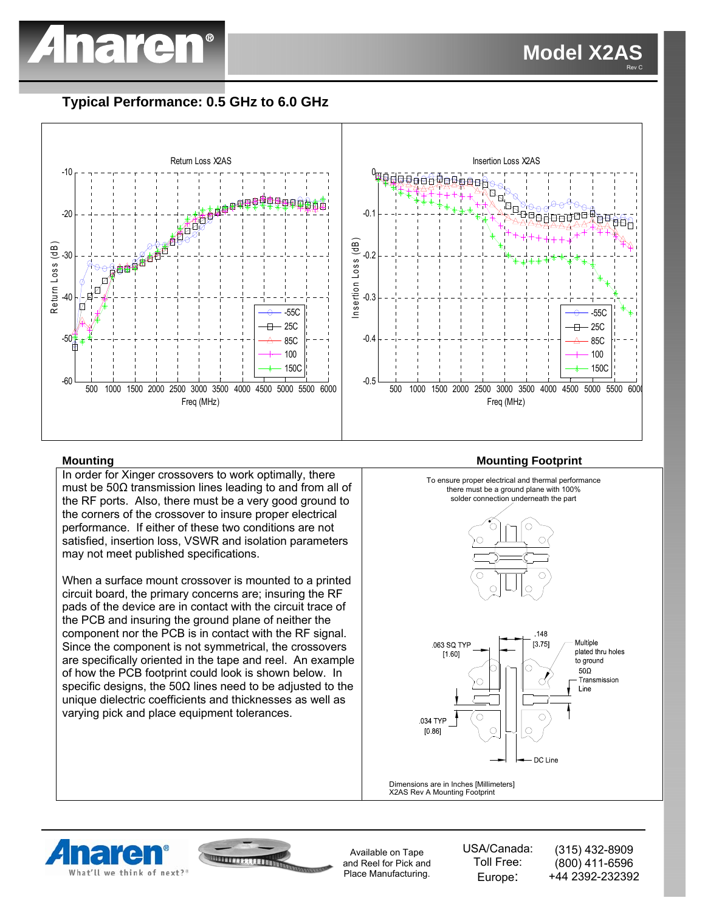# Model X2AS

Rev C

## Typical Performance: 0.5 GHz to 6.0 GHz

Return Loss X2AS

Insertion Loss X2AS

## Mounting

In order for Xinger crossovers to work optimally, there must be 50Ω transmission lines leading to and from all of the RF ports. Also, there must be a very good ground to the corners of the crossover to insure proper electrical performance. If either of these two conditions are not satisfied, insertion loss, VSWR and isolation parameters may not meet published specifications.

When a surface mount crossover is mounted to a printed circuit board, the primary concerns are; insuring the RF pads of the device are in contact with the circuit trace of the PCB and insuring the ground plane of neither the component nor the PCB is in contact with the RF signal. Since the component is not symmetrical, the crossovers are specifically oriented in the tape and reel. An example of how the PCB footprint could look is shown below. In specific designs, the 50Ω lines need to be adjusted to the unique dielectric coefficients and thicknesses as well as varying pick and place equipment tolerances.

## Mounting Footprint

To ensure proper electrical and thermal performance there must be a ground plane with 100% solder connection underneath the part

Dimensions are in Inches [Millimeters]
X2AS Rev A Mounting Footprint

Available on Tape and Reel for Pick and Place Manufacturing.

| | |
|---|---|
| USA/Canada: | (315) 432-8909 |
| Toll Free: | (800) 411-6596 |
| Europe: | +44 2392-232392 |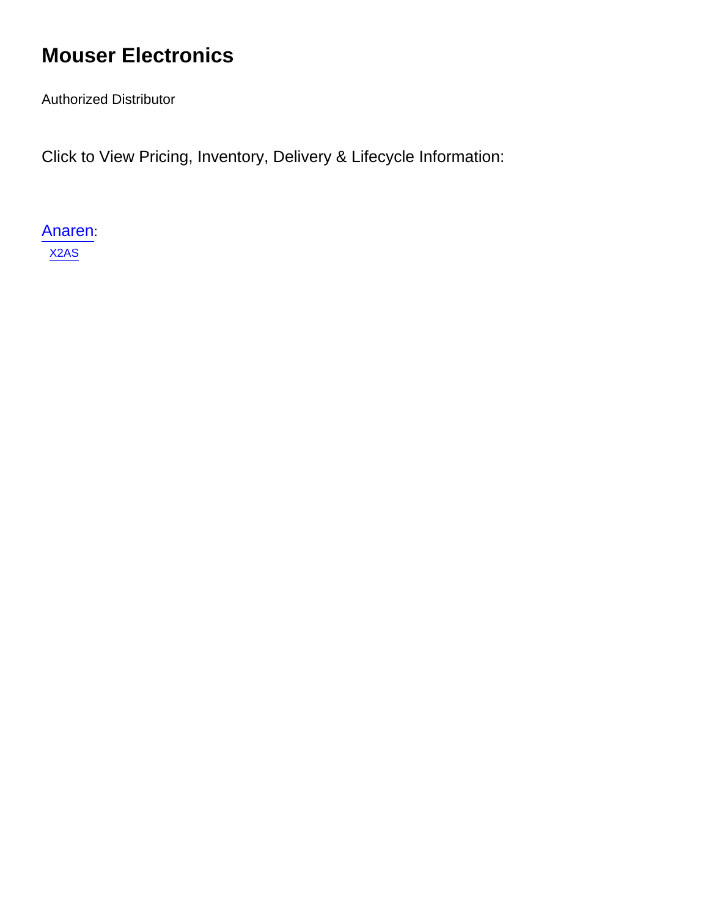# Mouser Electronics

Authorized Distributor

Click to View Pricing, Inventory, Delivery & Lifecycle Information:

Anaren:

X2AS